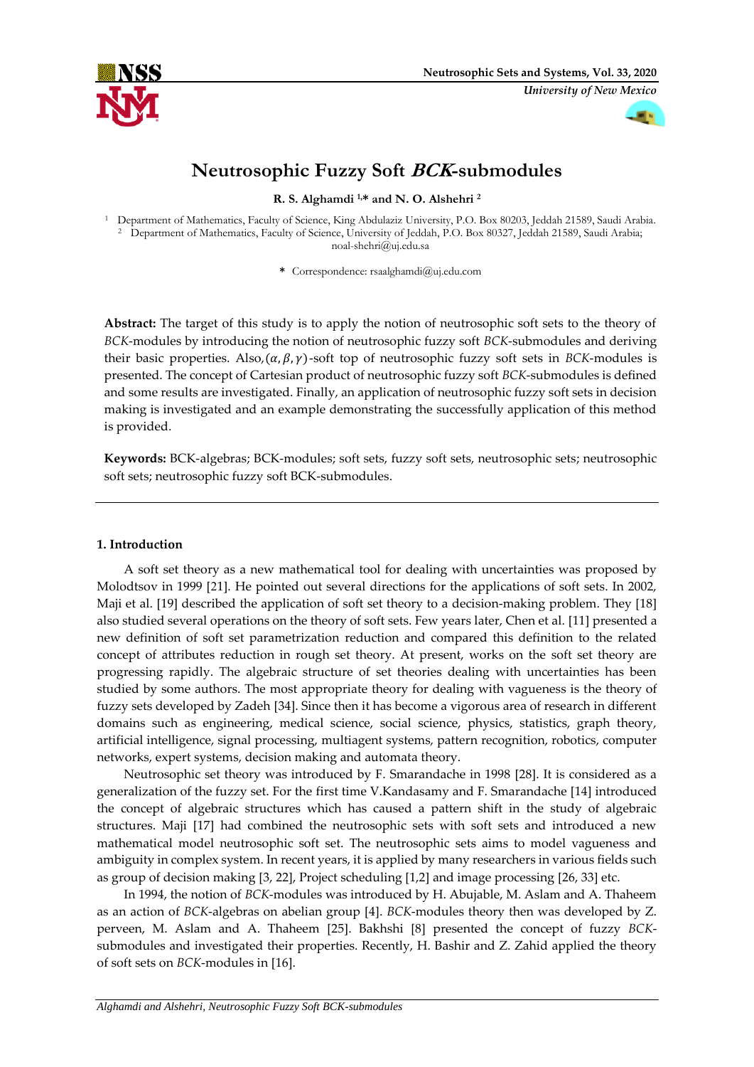# Neutrosophic Fuzzy Soft *BCK*-submodules

**R. S. Alghamdi [1,*] and N. O. Alshehri [2]**

[1] Department of Mathematics, Faculty of Science, King Abdulaziz University, P.O. Box 80203, Jeddah 21589, Saudi Arabia.
[2] Department of Mathematics, Faculty of Science, University of Jeddah, P.O. Box 80327, Jeddah 21589, Saudi Arabia; noal-shehri@uj.edu.sa

* Correspondence: rsaalghamdi@uj.edu.com

**Abstract:** The target of this study is to apply the notion of neutrosophic soft sets to the theory of *BCK*-modules by introducing the notion of neutrosophic fuzzy soft *BCK*-submodules and deriving their basic properties. Also, $(\alpha, \beta, \gamma)$-soft top of neutrosophic fuzzy soft sets in *BCK*-modules is presented. The concept of Cartesian product of neutrosophic fuzzy soft *BCK*-submodules is defined and some results are investigated. Finally, an application of neutrosophic fuzzy soft sets in decision making is investigated and an example demonstrating the successfully application of this method is provided.

**Keywords:** BCK-algebras; BCK-modules; soft sets, fuzzy soft sets, neutrosophic sets; neutrosophic soft sets; neutrosophic fuzzy soft BCK-submodules.

## 1. Introduction

A soft set theory as a new mathematical tool for dealing with uncertainties was proposed by Molodtsov in 1999 [21]. He pointed out several directions for the applications of soft sets. In 2002, Maji et al. [19] described the application of soft set theory to a decision-making problem. They [18] also studied several operations on the theory of soft sets. Few years later, Chen et al. [11] presented a new definition of soft set parametrization reduction and compared this definition to the related concept of attributes reduction in rough set theory. At present, works on the soft set theory are progressing rapidly. The algebraic structure of set theories dealing with uncertainties has been studied by some authors. The most appropriate theory for dealing with vagueness is the theory of fuzzy sets developed by Zadeh [34]. Since then it has become a vigorous area of research in different domains such as engineering, medical science, social science, physics, statistics, graph theory, artificial intelligence, signal processing, multiagent systems, pattern recognition, robotics, computer networks, expert systems, decision making and automata theory.

Neutrosophic set theory was introduced by F. Smarandache in 1998 [28]. It is considered as a generalization of the fuzzy set. For the first time V.Kandasamy and F. Smarandache [14] introduced the concept of algebraic structures which has caused a pattern shift in the study of algebraic structures. Maji [17] had combined the neutrosophic sets with soft sets and introduced a new mathematical model neutrosophic soft set. The neutrosophic sets aims to model vagueness and ambiguity in complex system. In recent years, it is applied by many researchers in various fields such as group of decision making [3, 22], Project scheduling [1,2] and image processing [26, 33] etc.

In 1994, the notion of *BCK*-modules was introduced by H. Abujable, M. Aslam and A. Thaheem as an action of *BCK*-algebras on abelian group [4]. *BCK*-modules theory then was developed by Z. perveen, M. Aslam and A. Thaheem [25]. Bakhshi [8] presented the concept of fuzzy *BCK*-submodules and investigated their properties. Recently, H. Bashir and Z. Zahid applied the theory of soft sets on *BCK*-modules in [16].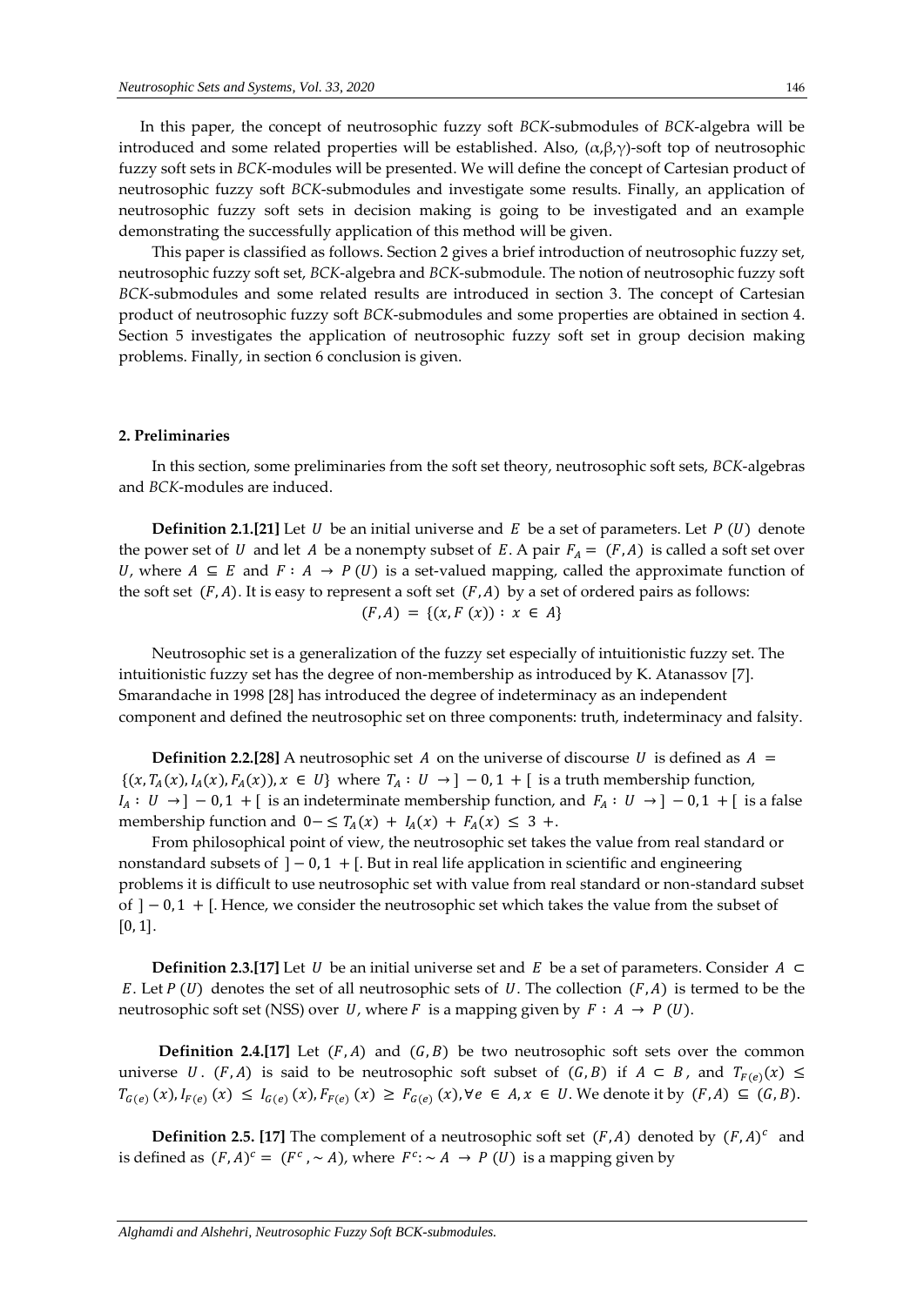In this paper, the concept of neutrosophic fuzzy soft *BCK*-submodules of *BCK*-algebra will be introduced and some related properties will be established. Also, (α,β,γ)-soft top of neutrosophic fuzzy soft sets in *BCK*-modules will be presented. We will define the concept of Cartesian product of neutrosophic fuzzy soft *BCK*-submodules and investigate some results. Finally, an application of neutrosophic fuzzy soft sets in decision making is going to be investigated and an example demonstrating the successfully application of this method will be given.

This paper is classified as follows. Section 2 gives a brief introduction of neutrosophic fuzzy set, neutrosophic fuzzy soft set, *BCK*-algebra and *BCK*-submodule. The notion of neutrosophic fuzzy soft *BCK*-submodules and some related results are introduced in section 3. The concept of Cartesian product of neutrosophic fuzzy soft *BCK*-submodules and some properties are obtained in section 4. Section 5 investigates the application of neutrosophic fuzzy soft set in group decision making problems. Finally, in section 6 conclusion is given.

## 2. Preliminaries

In this section, some preliminaries from the soft set theory, neutrosophic soft sets, *BCK*-algebras and *BCK*-modules are induced.

**Definition 2.1.[21]** Let $U$ be an initial universe and $E$ be a set of parameters. Let $P(U)$ denote the power set of $U$ and let $A$ be a nonempty subset of $E$. A pair $F_A = (F, A)$ is called a soft set over $U$, where $A \subseteq E$ and $F : A \to P(U)$ is a set-valued mapping, called the approximate function of the soft set $(F, A)$. It is easy to represent a soft set $(F, A)$ by a set of ordered pairs as follows:

$$(F, A) = \{(x, F(x)) : x \in A\}$$

Neutrosophic set is a generalization of the fuzzy set especially of intuitionistic fuzzy set. The intuitionistic fuzzy set has the degree of non-membership as introduced by K. Atanassov [7]. Smarandache in 1998 [28] has introduced the degree of indeterminacy as an independent component and defined the neutrosophic set on three components: truth, indeterminacy and falsity.

**Definition 2.2.[28]** A neutrosophic set $A$ on the universe of discourse $U$ is defined as $A = \{(x, T_A(x), I_A(x), F_A(x)), x \in U\}$ where $T_A : U \to ]-0, 1+[$ is a truth membership function, $I_A : U \to ]-0, 1+[$ is an indeterminate membership function, and $F_A : U \to ]-0, 1+[$ is a false membership function and $0- \leq T_A(x) + I_A(x) + F_A(x) \leq 3+$.

From philosophical point of view, the neutrosophic set takes the value from real standard or nonstandard subsets of $]-0, 1+[$. But in real life application in scientific and engineering problems it is difficult to use neutrosophic set with value from real standard or non-standard subset of $]-0, 1+[$. Hence, we consider the neutrosophic set which takes the value from the subset of $[0, 1]$.

**Definition 2.3.[17]** Let $U$ be an initial universe set and $E$ be a set of parameters. Consider $A \subset E$. Let $P(U)$ denotes the set of all neutrosophic sets of $U$. The collection $(F, A)$ is termed to be the neutrosophic soft set (NSS) over $U$, where $F$ is a mapping given by $F : A \to P(U)$.

**Definition 2.4.[17]** Let $(F, A)$ and $(G, B)$ be two neutrosophic soft sets over the common universe $U$. $(F, A)$ is said to be neutrosophic soft subset of $(G, B)$ if $A \subset B$, and $T_{F(e)}(x) \leq T_{G(e)}(x), I_{F(e)}(x) \leq I_{G(e)}(x), F_{F(e)}(x) \geq F_{G(e)}(x), \forall e \in A, x \in U$. We denote it by $(F, A) \subseteq (G, B)$.

**Definition 2.5. [17]** The complement of a neutrosophic soft set $(F, A)$ denoted by $(F, A)^c$ and is defined as $(F, A)^c = (F^c, \sim A)$, where $F^c : \sim A \to P(U)$ is a mapping given by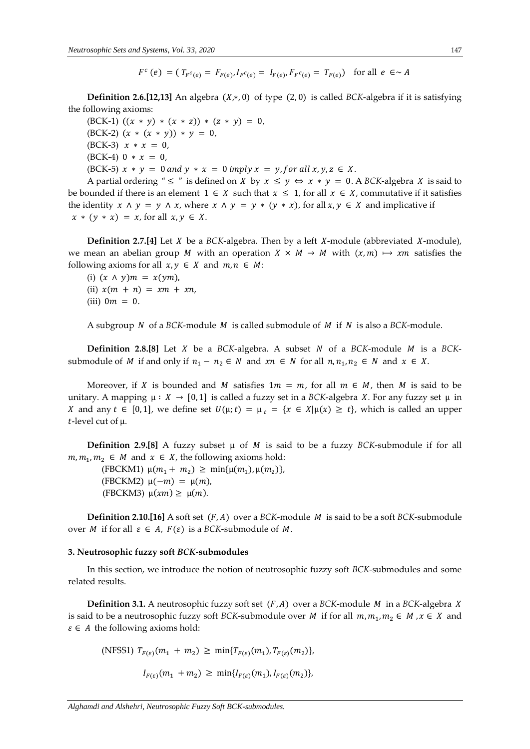$$F^c(e) = (T_{F^c(e)} = F_{F(e)}, I_{F^c(e)} = I_{F(e)}, F_{F^c(e)} = T_{F(e)}) \quad \text{for all } e \in \sim A$$

**Definition 2.6.[12,13]** An algebra $(X,*,0)$ of type $(2,0)$ is called *BCK*-algebra if it is satisfying the following axioms:

(BCK-1) $((x * y) * (x * z)) * (z * y) = 0,$

(BCK-2) $(x * (x * y)) * y = 0,$

(BCK-3) $x * x = 0,$

(BCK-4) $0 * x = 0,$

(BCK-5) $x * y = 0$ *and* $y * x = 0$ *imply* $x = y$, *for all* $x, y, z \in X$.

A partial ordering "$\leq$" is defined on $X$ by $x \leq y \Leftrightarrow x * y = 0$. A *BCK*-algebra $X$ is said to be bounded if there is an element $1 \in X$ such that $x \leq 1$, for all $x \in X$, commutative if it satisfies the identity $x \wedge y = y \wedge x$, where $x \wedge y = y * (y * x)$, for all $x, y \in X$ and implicative if $x * (y * x) = x$, for all $x, y \in X$.

**Definition 2.7.[4]** Let $X$ be a *BCK*-algebra. Then by a left $X$-module (abbreviated $X$-module), we mean an abelian group $M$ with an operation $X \times M \to M$ with $(x, m) \mapsto xm$ satisfies the following axioms for all $x, y \in X$ and $m, n \in M$:

(i) $(x \wedge y)m = x(ym)$,

(ii) $x(m + n) = xm + xn$,

(iii) $0m = 0$.

A subgroup $N$ of a *BCK*-module $M$ is called submodule of $M$ if $N$ is also a *BCK*-module.

**Definition 2.8.[8]** Let $X$ be a *BCK*-algebra. A subset $N$ of a *BCK*-module $M$ is a *BCK*-submodule of $M$ if and only if $n_1 - n_2 \in N$ and $xn \in N$ for all $n, n_1, n_2 \in N$ and $x \in X$.

Moreover, if $X$ is bounded and $M$ satisfies $1m = m$, for all $m \in M$, then $M$ is said to be unitary. A mapping $\mu : X \to [0,1]$ is called a fuzzy set in a *BCK*-algebra $X$. For any fuzzy set $\mu$ in $X$ and any $t \in [0,1]$, we define set $U(\mu; t) = \mu_t = \{x \in X | \mu(x) \geq t\}$, which is called an upper $t$-level cut of $\mu$.

**Definition 2.9.[8]** A fuzzy subset $\mu$ of $M$ is said to be a fuzzy *BCK*-submodule if for all $m, m_1, m_2 \in M$ and $x \in X$, the following axioms hold:

(FBCKM1) $\mu(m_1 + m_2) \geq \min\{\mu(m_1), \mu(m_2)\}$,

(FBCKM2) $\mu(-m) = \mu(m)$,

(FBCKM3) $\mu(xm) \geq \mu(m)$.

**Definition 2.10.[16]** A soft set $(F, A)$ over a *BCK*-module $M$ is said to be a soft *BCK*-submodule over $M$ if for all $\varepsilon \in A$, $F(\varepsilon)$ is a *BCK*-submodule of $M$.

## 3. Neutrosophic fuzzy soft *BCK*-submodules

In this section, we introduce the notion of neutrosophic fuzzy soft *BCK*-submodules and some related results.

**Definition 3.1.** A neutrosophic fuzzy soft set $(F, A)$ over a *BCK*-module $M$ in a *BCK*-algebra $X$ is said to be a neutrosophic fuzzy soft *BCK*-submodule over $M$ if for all $m, m_1, m_2 \in M$, $x \in X$ and $\varepsilon \in A$ the following axioms hold:

(NFSS1) $T_{F(\varepsilon)}(m_1 + m_2) \geq \min\{T_{F(\varepsilon)}(m_1), T_{F(\varepsilon)}(m_2)\}$,

$I_{F(\varepsilon)}(m_1 + m_2) \geq \min\{I_{F(\varepsilon)}(m_1), I_{F(\varepsilon)}(m_2)\}$,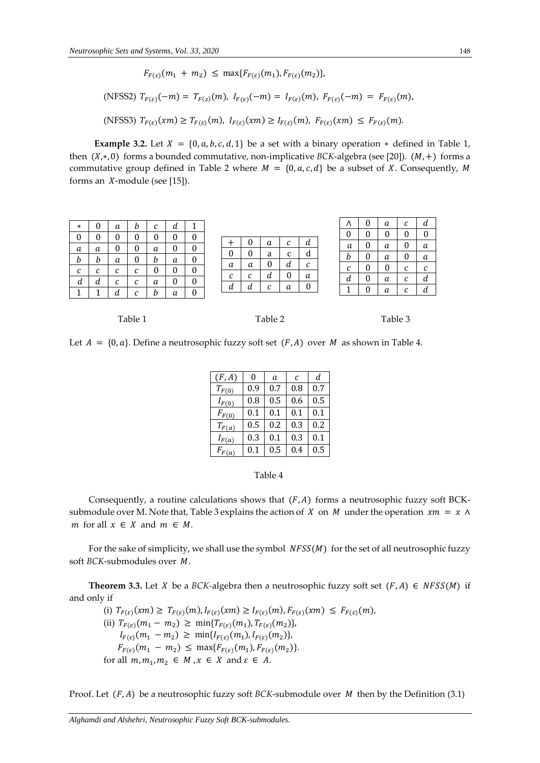$$F_{F(\varepsilon)}(m_1 + m_2) \le \max\{F_{F(\varepsilon)}(m_1), F_{F(\varepsilon)}(m_2)\},$$

(NFSS2) $T_{F(\varepsilon)}(-m) = T_{F(\varepsilon)}(m),\ I_{F(\varepsilon)}(-m) = I_{F(\varepsilon)}(m),\ F_{F(\varepsilon)}(-m) = F_{F(\varepsilon)}(m),$

(NFSS3) $T_{F(\varepsilon)}(xm) \ge T_{F(\varepsilon)}(m),\ I_{F(\varepsilon)}(xm) \ge I_{F(\varepsilon)}(m),\ F_{F(\varepsilon)}(xm) \le F_{F(\varepsilon)}(m).$

**Example 3.2.** Let $X = \{0, a, b, c, d, 1\}$ be a set with a binary operation $*$ defined in Table 1, then $(X, *, 0)$ forms a bounded commutative, non-implicative *BCK*-algebra (see [20]). $(M, +)$ forms a commutative group defined in Table 2 where $M = \{0, a, c, d\}$ be a subset of $X$. Consequently, $M$ forms an $X$-module (see [15]).

| $*$ | 0 | $a$ | $b$ | $c$ | $d$ | 1 |
|---|---|---|---|---|---|---|
| 0 | 0 | 0 | 0 | 0 | 0 | 0 |
| $a$ | $a$ | 0 | 0 | $a$ | 0 | 0 |
| $b$ | $b$ | $a$ | 0 | $b$ | $a$ | 0 |
| $c$ | $c$ | $c$ | $c$ | 0 | 0 | 0 |
| $d$ | $d$ | $c$ | $c$ | $a$ | 0 | 0 |
| 1 | 1 | $d$ | $c$ | $b$ | $a$ | 0 |

Table 1

| $+$ | 0 | $a$ | $c$ | $d$ |
|---|---|---|---|---|
| 0 | 0 | a | c | d |
| $a$ | $a$ | 0 | $d$ | $c$ |
| $c$ | $c$ | $d$ | 0 | $a$ |
| $d$ | $d$ | $c$ | $a$ | 0 |

Table 2

| $\wedge$ | 0 | $a$ | $c$ | $d$ |
|---|---|---|---|---|
| 0 | 0 | 0 | 0 | 0 |
| $a$ | 0 | $a$ | 0 | $a$ |
| $b$ | 0 | $a$ | 0 | $a$ |
| $c$ | 0 | 0 | $c$ | $c$ |
| $d$ | 0 | $a$ | $c$ | $d$ |
| 1 | 0 | $a$ | $c$ | $d$ |

Table 3

Let $A = \{0, a\}$. Define a neutrosophic fuzzy soft set $(F, A)$ over $M$ as shown in Table 4.

| $(F, A)$ | 0 | $a$ | $c$ | $d$ |
|---|---|---|---|---|
| $T_{F(0)}$ | 0.9 | 0.7 | 0.8 | 0.7 |
| $I_{F(0)}$ | 0.8 | 0.5 | 0.6 | 0.5 |
| $F_{F(0)}$ | 0.1 | 0.1 | 0.1 | 0.1 |
| $T_{F(a)}$ | 0.5 | 0.2 | 0.3 | 0.2 |
| $I_{F(a)}$ | 0.3 | 0.1 | 0.3 | 0.1 |
| $F_{F(a)}$ | 0.1 | 0.5 | 0.4 | 0.5 |

Table 4

Consequently, a routine calculations shows that $(F, A)$ forms a neutrosophic fuzzy soft BCK-submodule over M. Note that, Table 3 explains the action of $X$ on $M$ under the operation $xm = x \wedge m$ for all $x \in X$ and $m \in M$.

For the sake of simplicity, we shall use the symbol $NFSS(M)$ for the set of all neutrosophic fuzzy soft *BCK*-submodules over $M$.

**Theorem 3.3.** Let $X$ be a *BCK*-algebra then a neutrosophic fuzzy soft set $(F, A) \in NFSS(M)$ if and only if

(i) $T_{F(\varepsilon)}(xm) \ge T_{F(\varepsilon)}(m), I_{F(\varepsilon)}(xm) \ge I_{F(\varepsilon)}(m), F_{F(\varepsilon)}(xm) \le F_{F(\varepsilon)}(m),$

(ii) $T_{F(\varepsilon)}(m_1 - m_2) \ge \min\{T_{F(\varepsilon)}(m_1), T_{F(\varepsilon)}(m_2)\},$
$I_{F(\varepsilon)}(m_1 - m_2) \ge \min\{I_{F(\varepsilon)}(m_1), I_{F(\varepsilon)}(m_2)\},$
$F_{F(\varepsilon)}(m_1 - m_2) \le \max\{F_{F(\varepsilon)}(m_1), F_{F(\varepsilon)}(m_2)\}.$

for all $m, m_1, m_2 \in M, x \in X$ and $\varepsilon \in A$.

Proof. Let $(F, A)$ be a neutrosophic fuzzy soft *BCK*-submodule over $M$ then by the Definition (3.1)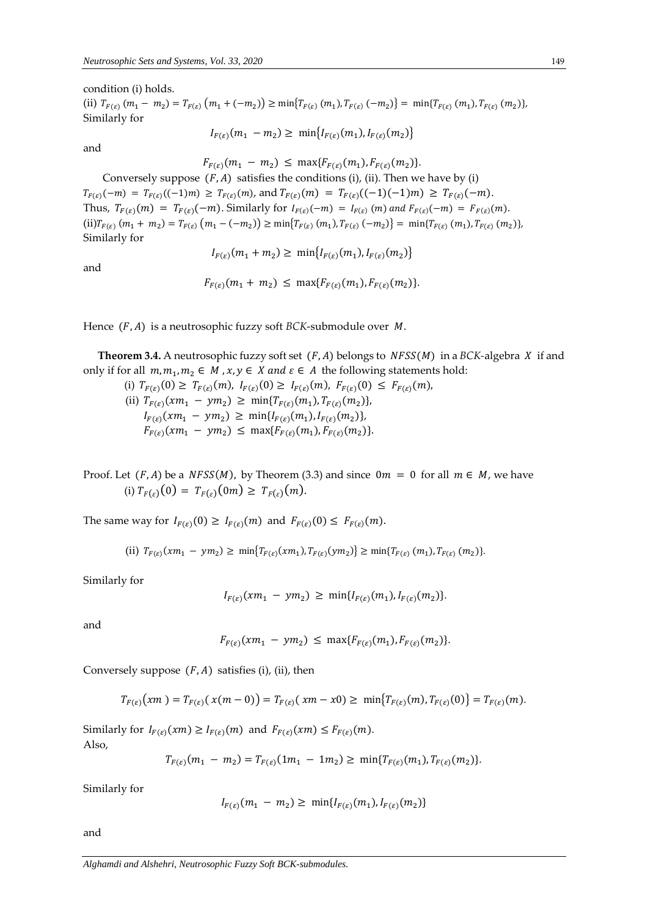condition (i) holds.

(ii) $T_{F(\varepsilon)}(m_1 - m_2) = T_{F(\varepsilon)}(m_1 + (-m_2)) \geq \min\{T_{F(\varepsilon)}(m_1), T_{F(\varepsilon)}(-m_2)\} = \min\{T_{F(\varepsilon)}(m_1), T_{F(\varepsilon)}(m_2)\}$,
Similarly for

$$I_{F(\varepsilon)}(m_1 - m_2) \geq \min\{I_{F(\varepsilon)}(m_1), I_{F(\varepsilon)}(m_2)\}$$

and

$$F_{F(\varepsilon)}(m_1 - m_2) \leq \max\{F_{F(\varepsilon)}(m_1), F_{F(\varepsilon)}(m_2)\}.$$

Conversely suppose $(F, A)$ satisfies the conditions (i), (ii). Then we have by (i)
$T_{F(\varepsilon)}(-m) = T_{F(\varepsilon)}((-1)m) \geq T_{F(\varepsilon)}(m)$, and $T_{F(\varepsilon)}(m) = T_{F(\varepsilon)}((-1)(-1)m) \geq T_{F(\varepsilon)}(-m)$.
Thus, $T_{F(\varepsilon)}(m) = T_{F(\varepsilon)}(-m)$. Similarly for $I_{F(\varepsilon)}(-m) = I_{F(\varepsilon)}(m)$ and $F_{F(\varepsilon)}(-m) = F_{F(\varepsilon)}(m)$.
(ii)$T_{F(\varepsilon)}(m_1 + m_2) = T_{F(\varepsilon)}(m_1 - (-m_2)) \geq \min\{T_{F(\varepsilon)}(m_1), T_{F(\varepsilon)}(-m_2)\} = \min\{T_{F(\varepsilon)}(m_1), T_{F(\varepsilon)}(m_2)\}$,
Similarly for

$$I_{F(\varepsilon)}(m_1 + m_2) \geq \min\{I_{F(\varepsilon)}(m_1), I_{F(\varepsilon)}(m_2)\}$$

and

$$F_{F(\varepsilon)}(m_1 + m_2) \leq \max\{F_{F(\varepsilon)}(m_1), F_{F(\varepsilon)}(m_2)\}.$$

Hence $(F, A)$ is a neutrosophic fuzzy soft *BCK*-submodule over $M$.

**Theorem 3.4.** A neutrosophic fuzzy soft set $(F, A)$ belongs to $NFSS(M)$ in a *BCK*-algebra $X$ if and only if for all $m, m_1, m_2 \in M$, $x, y \in X$ and $\varepsilon \in A$ the following statements hold:

(i) $T_{F(\varepsilon)}(0) \geq T_{F(\varepsilon)}(m)$, $I_{F(\varepsilon)}(0) \geq I_{F(\varepsilon)}(m)$, $F_{F(\varepsilon)}(0) \leq F_{F(\varepsilon)}(m)$,

(ii) $T_{F(\varepsilon)}(xm_1 - ym_2) \geq \min\{T_{F(\varepsilon)}(m_1), T_{F(\varepsilon)}(m_2)\}$,
$I_{F(\varepsilon)}(xm_1 - ym_2) \geq \min\{I_{F(\varepsilon)}(m_1), I_{F(\varepsilon)}(m_2)\}$,
$F_{F(\varepsilon)}(xm_1 - ym_2) \leq \max\{F_{F(\varepsilon)}(m_1), F_{F(\varepsilon)}(m_2)\}$.

Proof. Let $(F, A)$ be a $NFSS(M)$, by Theorem (3.3) and since $0m = 0$ for all $m \in M$, we have

(i) $T_{F(\varepsilon)}(0) = T_{F(\varepsilon)}(0m) \geq T_{F(\varepsilon)}(m)$.

The same way for $I_{F(\varepsilon)}(0) \geq I_{F(\varepsilon)}(m)$ and $F_{F(\varepsilon)}(0) \leq F_{F(\varepsilon)}(m)$.

(ii) $T_{F(\varepsilon)}(xm_1 - ym_2) \geq \min\{T_{F(\varepsilon)}(xm_1), T_{F(\varepsilon)}(ym_2)\} \geq \min\{T_{F(\varepsilon)}(m_1), T_{F(\varepsilon)}(m_2)\}$.

Similarly for

$$I_{F(\varepsilon)}(xm_1 - ym_2) \geq \min\{I_{F(\varepsilon)}(m_1), I_{F(\varepsilon)}(m_2)\}.$$

and

$$F_{F(\varepsilon)}(xm_1 - ym_2) \leq \max\{F_{F(\varepsilon)}(m_1), F_{F(\varepsilon)}(m_2)\}.$$

Conversely suppose $(F, A)$ satisfies (i), (ii), then

$$T_{F(\varepsilon)}(xm) = T_{F(\varepsilon)}(x(m - 0)) = T_{F(\varepsilon)}(xm - x0) \geq \min\{T_{F(\varepsilon)}(m), T_{F(\varepsilon)}(0)\} = T_{F(\varepsilon)}(m).$$

Similarly for $I_{F(\varepsilon)}(xm) \geq I_{F(\varepsilon)}(m)$ and $F_{F(\varepsilon)}(xm) \leq F_{F(\varepsilon)}(m)$.
Also,

$$T_{F(\varepsilon)}(m_1 - m_2) = T_{F(\varepsilon)}(1m_1 - 1m_2) \geq \min\{T_{F(\varepsilon)}(m_1), T_{F(\varepsilon)}(m_2)\}.$$

Similarly for

$$I_{F(\varepsilon)}(m_1 - m_2) \geq \min\{I_{F(\varepsilon)}(m_1), I_{F(\varepsilon)}(m_2)\}$$

and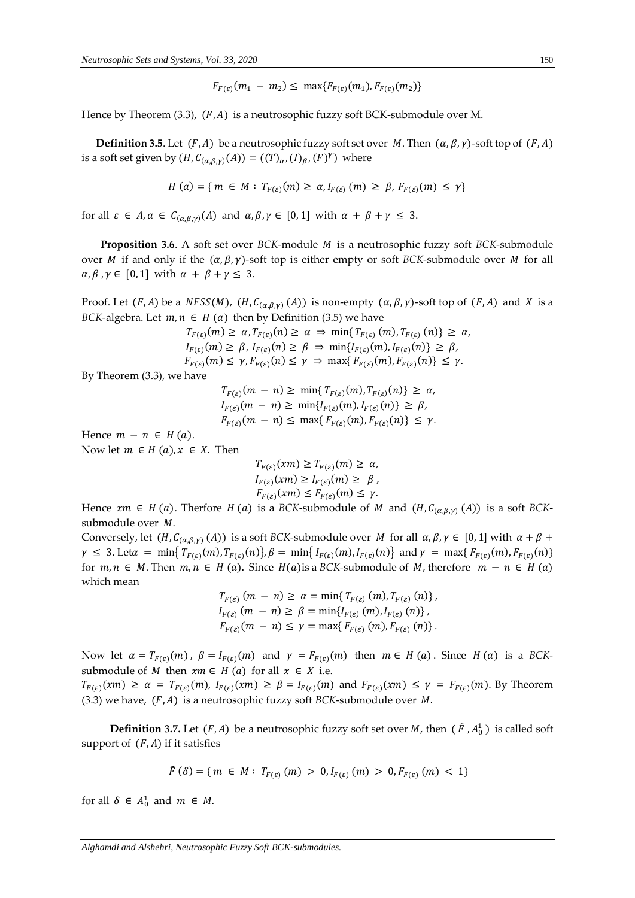$$F_{F(\varepsilon)}(m_1 - m_2) \leq \max\{F_{F(\varepsilon)}(m_1), F_{F(\varepsilon)}(m_2)\}$$

Hence by Theorem (3.3), $(F, A)$ is a neutrosophic fuzzy soft BCK-submodule over M.

**Definition 3.5**. Let $(F, A)$ be a neutrosophic fuzzy soft set over $M$. Then $(\alpha, \beta, \gamma)$-soft top of $(F, A)$ is a soft set given by $(H, C_{(\alpha,\beta,\gamma)}(A)) = ((T)_\alpha, (I)_\beta, (F)^\gamma)$ where

$$H\ (a) = \{\ m\ \in\ M\ :\ T_{F(\varepsilon)}(m) \geq\ \alpha, I_{F(\varepsilon)}\ (m)\ \geq\ \beta,\ F_{F(\varepsilon)}(m)\ \leq\ \gamma\}$$

for all $\varepsilon\ \in\ A, a\ \in\ C_{(\alpha,\beta,\gamma)}(A)$ and $\alpha, \beta, \gamma \in\ [0, 1]$ with $\alpha\ +\ \beta + \gamma\ \leq\ 3$.

**Proposition 3.6**. A soft set over *BCK*-module $M$ is a neutrosophic fuzzy soft *BCK*-submodule over $M$ if and only if the $(\alpha, \beta, \gamma)$-soft top is either empty or soft *BCK*-submodule over $M$ for all $\alpha, \beta\ , \gamma \in\ [0, 1]$ with $\alpha\ +\ \beta + \gamma\ \leq\ 3$.

Proof. Let $(F, A)$ be a $NFSS(M)$, $(H, C_{(\alpha,\beta,\gamma)}\ (A))$ is non-empty $(\alpha, \beta, \gamma)$-soft top of $(F, A)$ and $X$ is a *BCK*-algebra. Let $m, n\ \in\ H\ (a)$ then by Definition (3.5) we have

$$T_{F(\varepsilon)}(m) \geq\ \alpha, T_{F(\varepsilon)}(n) \geq\ \alpha\ \Rightarrow\ \min\{\ T_{F(\varepsilon)}\ (m), T_{F(\varepsilon)}\ (n)\}\ \geq\ \alpha,$$
$$I_{F(\varepsilon)}(m) \geq\ \beta,\ I_{F(\varepsilon)}(n) \geq\ \beta\ \Rightarrow\ \min\{I_{F(\varepsilon)}(m), I_{F(\varepsilon)}(n)\}\ \geq\ \beta,$$
$$F_{F(\varepsilon)}(m) \leq\ \gamma, F_{F(\varepsilon)}(n) \leq\ \gamma\ \Rightarrow\ \max\{\ F_{F(\varepsilon)}(m), F_{F(\varepsilon)}(n)\}\ \leq\ \gamma.$$

By Theorem (3.3), we have

$$T_{F(\varepsilon)}(m\ -\ n) \geq\ \min\{\ T_{F(\varepsilon)}(m), T_{F(\varepsilon)}(n)\}\ \geq\ \alpha,$$
$$I_{F(\varepsilon)}(m\ -\ n) \geq\ \min\{I_{F(\varepsilon)}(m), I_{F(\varepsilon)}(n)\}\ \geq\ \beta,$$
$$F_{F(\varepsilon)}(m\ -\ n) \leq\ \max\{\ F_{F(\varepsilon)}(m), F_{F(\varepsilon)}(n)\}\ \leq\ \gamma.$$

Hence $m\ -\ n\ \in\ H\ (a)$.

Now let $m\ \in H\ (a), x\ \in\ X$. Then

$$T_{F(\varepsilon)}(xm) \geq T_{F(\varepsilon)}(m) \geq\ \alpha,$$
$$I_{F(\varepsilon)}(xm) \geq I_{F(\varepsilon)}(m) \geq\ \ \beta\ ,$$
$$F_{F(\varepsilon)}(xm) \leq F_{F(\varepsilon)}(m) \leq\ \gamma.$$

Hence $xm\ \in\ H\ (a)$. Therfore $H\ (a)$ is a *BCK*-submodule of $M$ and $(H, C_{(\alpha,\beta,\gamma)}\ (A))$ is a soft *BCK*-submodule over $M$.

Conversely, let $(H, C_{(\alpha,\beta,\gamma)}\ (A))$ is a soft *BCK*-submodule over $M$ for all $\alpha, \beta, \gamma \in\ [0, 1]$ with $\alpha + \beta + \gamma\ \leq\ 3$. Let $\alpha\ =\ \min\{\ T_{F(\varepsilon)}(m), T_{F(\varepsilon)}(n)\}, \beta\ =\ \min\{\ I_{F(\varepsilon)}(m), I_{F(\varepsilon)}(n)\}$ and $\gamma\ =\ \max\{\ F_{F(\varepsilon)}(m), F_{F(\varepsilon)}(n)\}$ for $m, n\ \in\ M$. Then $m, n\ \in\ H\ (a)$. Since $H(a)$is a *BCK*-submodule of $M$, therefore $m\ -\ n\ \in\ H\ (a)$ which mean

$$T_{F(\varepsilon)}\ (m\ -\ n) \geq\ \alpha = \min\{\ T_{F(\varepsilon)}\ (m), T_{F(\varepsilon)}\ (n)\}\ ,$$
$$I_{F(\varepsilon)}\ (m\ -\ n) \geq\ \beta = \min\{I_{F(\varepsilon)}\ (m), I_{F(\varepsilon)}\ (n)\}\ ,$$
$$F_{F(\varepsilon)}(m\ -\ n) \leq\ \gamma = \max\{\ F_{F(\varepsilon)}\ (m), F_{F(\varepsilon)}\ (n)\}\ .$$

Now let $\alpha = T_{F(\varepsilon)}(m)$ , $\beta = I_{F(\varepsilon)}(m)$ and $\gamma\ = F_{F(\varepsilon)}(m)$ then $m \in\ H\ (a)$ . Since $H\ (a)$ is a *BCK*-submodule of $M$ then $xm \in\ H\ (a)$ for all $x\ \in\ X$ i.e.

$T_{F(\varepsilon)}(xm)\ \geq\ \alpha\ =\ T_{F(\varepsilon)}(m),\ I_{F(\varepsilon)}(xm)\ \geq\ \beta = I_{F(\varepsilon)}(m)$ and $F_{F(\varepsilon)}(xm)\ \leq\ \gamma\ =\ F_{F(\varepsilon)}(m)$. By Theorem (3.3) we have, $(F, A)$ is a neutrosophic fuzzy soft *BCK*-submodule over $M$.

**Definition 3.7.** Let $(F, A)$ be a neutrosophic fuzzy soft set over $M$, then $(\tilde{F}\ , A_0^1)$ is called soft support of $(F, A)$ if it satisfies

$$\tilde{F}\ (\delta) = \{\ m\ \in\ M\ :\ T_{F(\varepsilon)}\ (m)\ >\ 0, I_{F(\varepsilon)}\ (m)\ >\ 0, F_{F(\varepsilon)}\ (m)\ <\ 1\}$$

for all $\delta\ \in\ A_0^1$ and $m\ \in\ M$.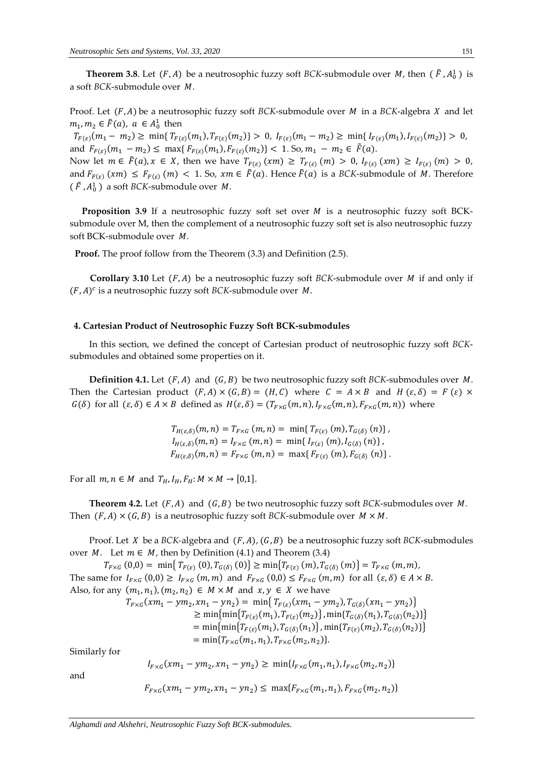**Theorem 3.8**. Let $(F, A)$ be a neutrosophic fuzzy soft *BCK*-submodule over $M$, then $(\tilde{F}, A_0^1)$ is a soft *BCK*-submodule over $M$.

Proof. Let $(F, A)$ be a neutrosophic fuzzy soft *BCK*-submodule over $M$ in a *BCK*-algebra $X$ and let $m_1, m_2 \in \tilde{F}(a),\ a \in A_0^1$ then

$T_{F(\varepsilon)}(m_1 - m_2) \geq \min\{T_{F(\varepsilon)}(m_1), T_{F(\varepsilon)}(m_2)\} > 0$, $I_{F(\varepsilon)}(m_1 - m_2) \geq \min\{I_{F(\varepsilon)}(m_1), I_{F(\varepsilon)}(m_2)\} > 0$, and $F_{F(\varepsilon)}(m_1 - m_2) \leq \max\{F_{F(\varepsilon)}(m_1), F_{F(\varepsilon)}(m_2)\} < 1$. So, $m_1 - m_2 \in \tilde{F}(a)$.

Now let $m \in \tilde{F}(a), x \in X$, then we have $T_{F(\varepsilon)}(xm) \geq T_{F(\varepsilon)}(m) > 0$, $I_{F(\varepsilon)}(xm) \geq I_{F(\varepsilon)}(m) > 0$, and $F_{F(\varepsilon)}(xm) \leq F_{F(\varepsilon)}(m) < 1$. So, $xm \in \tilde{F}(a)$. Hence $\tilde{F}(a)$ is a *BCK*-submodule of $M$. Therefore $(\tilde{F}, A_0^1)$ a soft *BCK*-submodule over $M$.

**Proposition 3.9** If a neutrosophic fuzzy soft set over $M$ is a neutrosophic fuzzy soft BCK-submodule over M, then the complement of a neutrosophic fuzzy soft set is also neutrosophic fuzzy soft BCK-submodule over $M$.

**Proof.** The proof follow from the Theorem (3.3) and Definition (2.5).

**Corollary 3.10** Let $(F, A)$ be a neutrosophic fuzzy soft *BCK*-submodule over $M$ if and only if $(F, A)^c$ is a neutrosophic fuzzy soft *BCK*-submodule over $M$.

## 4. Cartesian Product of Neutrosophic Fuzzy Soft BCK-submodules

In this section, we defined the concept of Cartesian product of neutrosophic fuzzy soft *BCK*-submodules and obtained some properties on it.

**Definition 4.1.** Let $(F, A)$ and $(G, B)$ be two neutrosophic fuzzy soft *BCK*-submodules over $M$. Then the Cartesian product $(F, A) \times (G, B) = (H, C)$ where $C = A \times B$ and $H(\varepsilon, \delta) = F(\varepsilon) \times G(\delta)$ for all $(\varepsilon, \delta) \in A \times B$ defined as $H(\varepsilon, \delta) = (T_{F\times G}(m,n), I_{F\times G}(m,n), F_{F\times G}(m,n))$ where

$$T_{H(\varepsilon,\delta)}(m,n) = T_{F\times G}(m,n) = \min\{T_{F(\varepsilon)}(m), T_{G(\delta)}(n)\},$$
$$I_{H(\varepsilon,\delta)}(m,n) = I_{F\times G}(m,n) = \min\{I_{F(\varepsilon)}(m), I_{G(\delta)}(n)\},$$
$$F_{H(\varepsilon,\delta)}(m,n) = F_{F\times G}(m,n) = \max\{F_{F(\varepsilon)}(m), F_{G(\delta)}(n)\}.$$

For all $m, n \in M$ and $T_H, I_H, F_H: M \times M \to [0,1]$.

**Theorem 4.2.** Let $(F, A)$ and $(G, B)$ be two neutrosophic fuzzy soft *BCK*-submodules over $M$. Then $(F, A) \times (G, B)$ is a neutrosophic fuzzy soft *BCK*-submodule over $M \times M$.

Proof. Let $X$ be a *BCK*-algebra and $(F, A), (G, B)$ be a neutrosophic fuzzy soft *BCK*-submodules over $M$. Let $m \in M$, then by Definition (4.1) and Theorem (3.4)

$$T_{F\times G}(0,0) = \min\{T_{F(\varepsilon)}(0), T_{G(\delta)}(0)\} \geq \min\{T_{F(\varepsilon)}(m), T_{G(\delta)}(m)\} = T_{F\times G}(m,m),$$

The same for $I_{F\times G}(0,0) \geq I_{F\times G}(m,m)$ and $F_{F\times G}(0,0) \leq F_{F\times G}(m,m)$ for all $(\varepsilon, \delta) \in A \times B$.

Also, for any $(m_1, n_1), (m_2, n_2) \in M \times M$ and $x, y \in X$ we have

$$\begin{aligned}
T_{F\times G}(xm_1 - ym_2, xn_1 - yn_2) &= \min\{T_{F(\varepsilon)}(xm_1 - ym_2), T_{G(\delta)}(xn_1 - yn_2)\} \\
&\geq \min\{\min\{T_{F(\varepsilon)}(m_1), T_{F(\varepsilon)}(m_2)\}, \min\{T_{G(\delta)}(n_1), T_{G(\delta)}(n_2)\}\} \\
&= \min\{\min\{T_{F(\varepsilon)}(m_1), T_{G(\delta)}(n_1)\}, \min\{T_{F(\varepsilon)}(m_2), T_{G(\delta)}(n_2)\}\} \\
&= \min\{T_{F\times G}(m_1, n_1), T_{F\times G}(m_2, n_2)\}.
\end{aligned}$$

Similarly for

$$I_{F\times G}(xm_1 - ym_2, xn_1 - yn_2) \geq \min\{I_{F\times G}(m_1, n_1), I_{F\times G}(m_2, n_2)\}$$

and

$$F_{F\times G}(xm_1 - ym_2, xn_1 - yn_2) \leq \max\{F_{F\times G}(m_1, n_1), F_{F\times G}(m_2, n_2)\}$$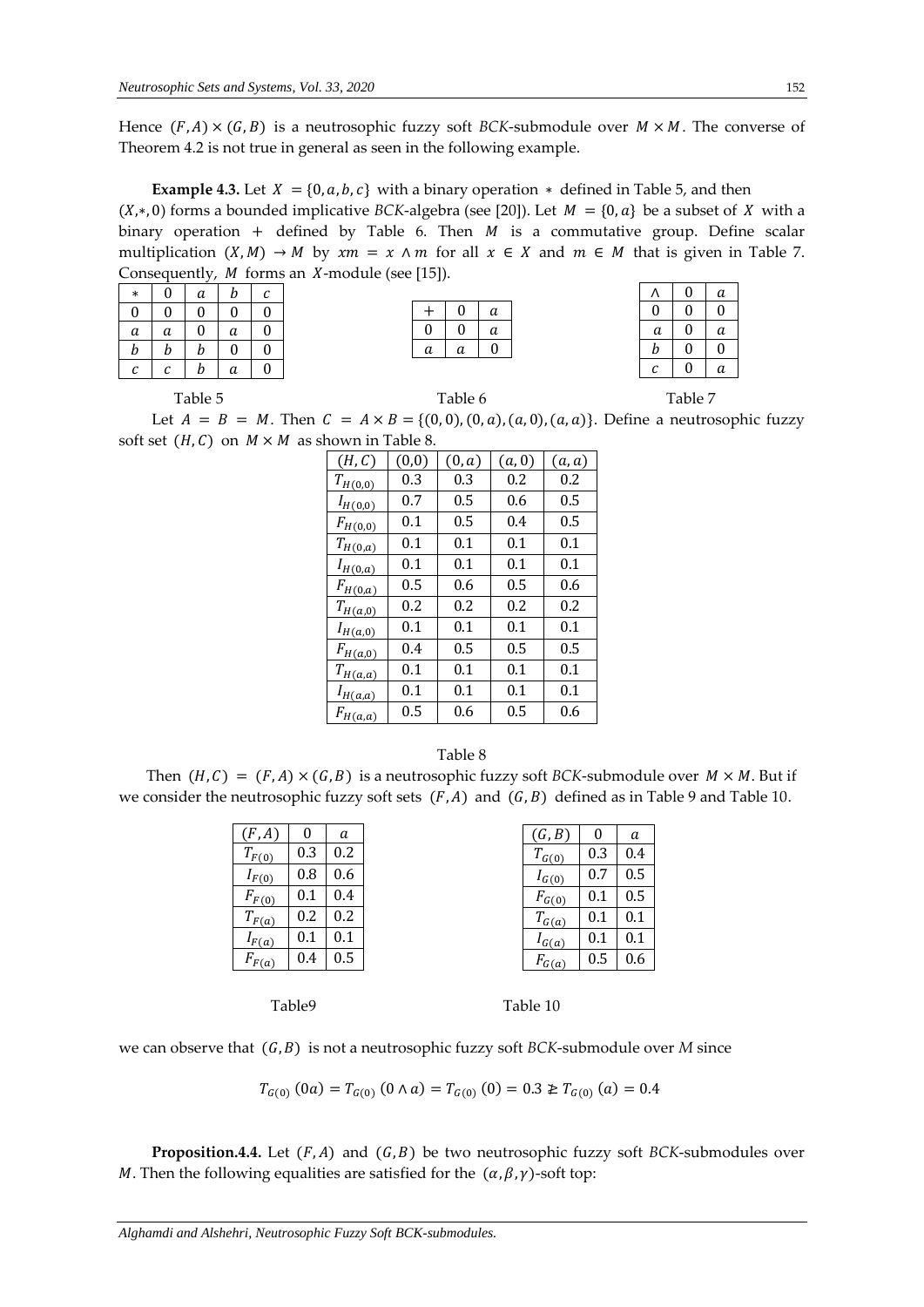Hence $(F, A) \times (G, B)$ is a neutrosophic fuzzy soft *BCK*-submodule over $M \times M$. The converse of Theorem 4.2 is not true in general as seen in the following example.

**Example 4.3.** Let $X = \{0, a, b, c\}$ with a binary operation $*$ defined in Table 5, and then $(X, *, 0)$ forms a bounded implicative *BCK*-algebra (see [20]). Let $M = \{0, a\}$ be a subset of $X$ with a binary operation $+$ defined by Table 6. Then $M$ is a commutative group. Define scalar multiplication $(X, M) \to M$ by $xm = x \wedge m$ for all $x \in X$ and $m \in M$ that is given in Table 7. Consequently, $M$ forms an $X$-module (see [15]).

| $*$ | $0$ | $a$ | $b$ | $c$ |
|---|---|---|---|---|
| $0$ | $0$ | $0$ | $0$ | $0$ |
| $a$ | $a$ | $0$ | $a$ | $0$ |
| $b$ | $b$ | $b$ | $0$ | $0$ |
| $c$ | $c$ | $b$ | $a$ | $0$ |

Table 5

| $+$ | $0$ | $a$ |
|---|---|---|
| $0$ | $0$ | $a$ |
| $a$ | $a$ | $0$ |

Table 6

| $\wedge$ | $0$ | $a$ |
|---|---|---|
| $0$ | $0$ | $0$ |
| $a$ | $0$ | $a$ |
| $b$ | $0$ | $0$ |
| $c$ | $0$ | $a$ |

Table 7

Let $A = B = M$. Then $C = A \times B = \{(0,0), (0,a), (a,0), (a,a)\}$. Define a neutrosophic fuzzy soft set $(H, C)$ on $M \times M$ as shown in Table 8.

| $(H, C)$ | $(0,0)$ | $(0, a)$ | $(a, 0)$ | $(a, a)$ |
|---|---|---|---|---|
| $T_{H(0,0)}$ | 0.3 | 0.3 | 0.2 | 0.2 |
| $I_{H(0,0)}$ | 0.7 | 0.5 | 0.6 | 0.5 |
| $F_{H(0,0)}$ | 0.1 | 0.5 | 0.4 | 0.5 |
| $T_{H(0,a)}$ | 0.1 | 0.1 | 0.1 | 0.1 |
| $I_{H(0,a)}$ | 0.1 | 0.1 | 0.1 | 0.1 |
| $F_{H(0,a)}$ | 0.5 | 0.6 | 0.5 | 0.6 |
| $T_{H(a,0)}$ | 0.2 | 0.2 | 0.2 | 0.2 |
| $I_{H(a,0)}$ | 0.1 | 0.1 | 0.1 | 0.1 |
| $F_{H(a,0)}$ | 0.4 | 0.5 | 0.5 | 0.5 |
| $T_{H(a,a)}$ | 0.1 | 0.1 | 0.1 | 0.1 |
| $I_{H(a,a)}$ | 0.1 | 0.1 | 0.1 | 0.1 |
| $F_{H(a,a)}$ | 0.5 | 0.6 | 0.5 | 0.6 |

Table 8

Then $(H, C) = (F, A) \times (G, B)$ is a neutrosophic fuzzy soft *BCK*-submodule over $M \times M$. But if we consider the neutrosophic fuzzy soft sets $(F, A)$ and $(G, B)$ defined as in Table 9 and Table 10.

| $(F, A)$ | $0$ | $a$ |
|---|---|---|
| $T_{F(0)}$ | 0.3 | 0.2 |
| $I_{F(0)}$ | 0.8 | 0.6 |
| $F_{F(0)}$ | 0.1 | 0.4 |
| $T_{F(a)}$ | 0.2 | 0.2 |
| $I_{F(a)}$ | 0.1 | 0.1 |
| $F_{F(a)}$ | 0.4 | 0.5 |

Table9

| $(G, B)$ | $0$ | $a$ |
|---|---|---|
| $T_{G(0)}$ | 0.3 | 0.4 |
| $I_{G(0)}$ | 0.7 | 0.5 |
| $F_{G(0)}$ | 0.1 | 0.5 |
| $T_{G(a)}$ | 0.1 | 0.1 |
| $I_{G(a)}$ | 0.1 | 0.1 |
| $F_{G(a)}$ | 0.5 | 0.6 |

Table 10

we can observe that $(G, B)$ is not a neutrosophic fuzzy soft *BCK*-submodule over *M* since

$$T_{G(0)}\,(0a) = T_{G(0)}\,(0 \wedge a) = T_{G(0)}\,(0) = 0.3 \ngeq T_{G(0)}\,(a) = 0.4$$

**Proposition.4.4.** Let $(F, A)$ and $(G, B)$ be two neutrosophic fuzzy soft *BCK*-submodules over $M$. Then the following equalities are satisfied for the $(\alpha, \beta, \gamma)$-soft top: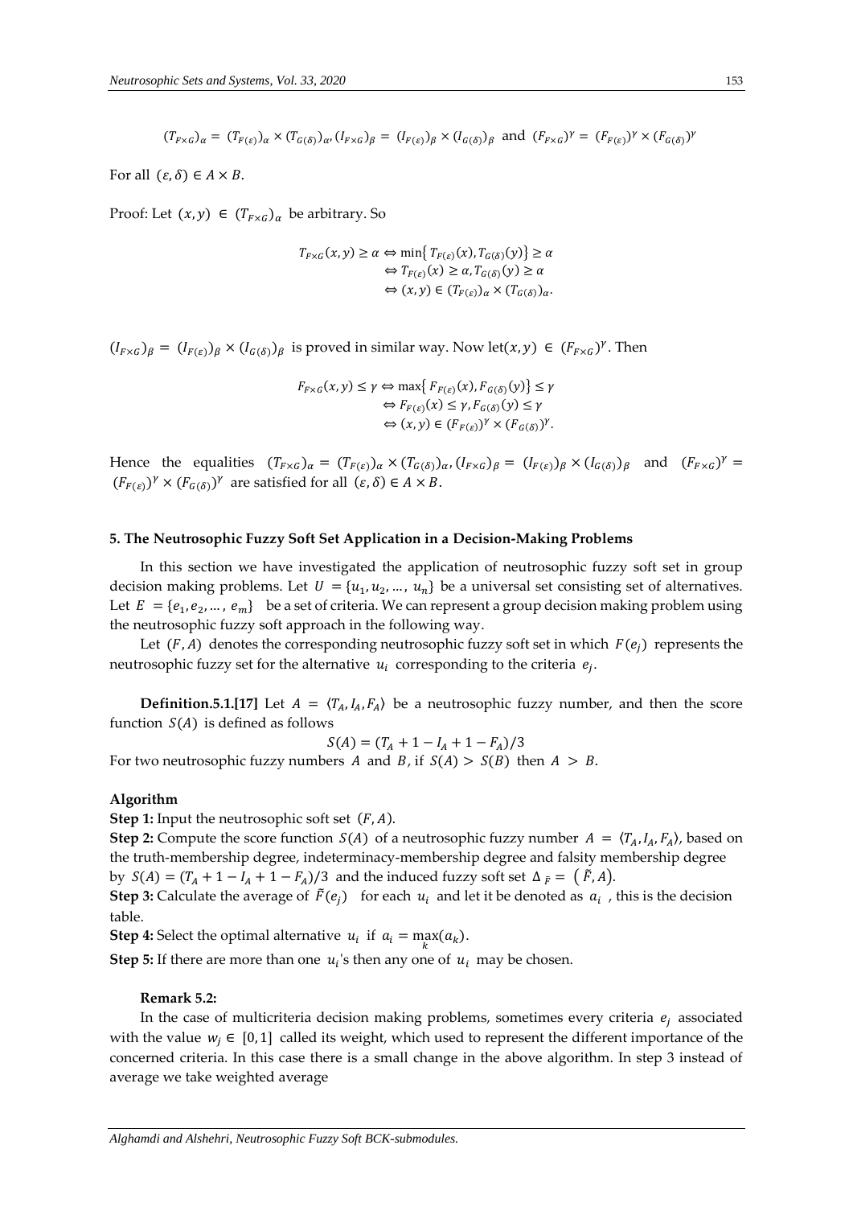$$(T_{F\times G})_\alpha = (T_{F(\varepsilon)})_\alpha \times (T_{G(\delta)})_\alpha, (I_{F\times G})_\beta = (I_{F(\varepsilon)})_\beta \times (I_{G(\delta)})_\beta \text{ and } (F_{F\times G})^\gamma = (F_{F(\varepsilon)})^\gamma \times (F_{G(\delta)})^\gamma$$

For all $(\varepsilon, \delta) \in A \times B$.

Proof: Let $(x, y) \in (T_{F\times G})_\alpha$ be arbitrary. So

$$\begin{aligned} T_{F\times G}(x, y) \geq \alpha &\Leftrightarrow \min\{T_{F(\varepsilon)}(x), T_{G(\delta)}(y)\} \geq \alpha \\ &\Leftrightarrow T_{F(\varepsilon)}(x) \geq \alpha, T_{G(\delta)}(y) \geq \alpha \\ &\Leftrightarrow (x, y) \in (T_{F(\varepsilon)})_\alpha \times (T_{G(\delta)})_\alpha. \end{aligned}$$

$(I_{F\times G})_\beta = (I_{F(\varepsilon)})_\beta \times (I_{G(\delta)})_\beta$ is proved in similar way. Now let $(x, y) \in (F_{F\times G})^\gamma$. Then

$$\begin{aligned} F_{F\times G}(x, y) \leq \gamma &\Leftrightarrow \max\{F_{F(\varepsilon)}(x), F_{G(\delta)}(y)\} \leq \gamma \\ &\Leftrightarrow F_{F(\varepsilon)}(x) \leq \gamma, F_{G(\delta)}(y) \leq \gamma \\ &\Leftrightarrow (x, y) \in (F_{F(\varepsilon)})^\gamma \times (F_{G(\delta)})^\gamma. \end{aligned}$$

Hence the equalities $(T_{F\times G})_\alpha = (T_{F(\varepsilon)})_\alpha \times (T_{G(\delta)})_\alpha, (I_{F\times G})_\beta = (I_{F(\varepsilon)})_\beta \times (I_{G(\delta)})_\beta$ and $(F_{F\times G})^\gamma = (F_{F(\varepsilon)})^\gamma \times (F_{G(\delta)})^\gamma$ are satisfied for all $(\varepsilon, \delta) \in A \times B$.

## 5. The Neutrosophic Fuzzy Soft Set Application in a Decision-Making Problems

In this section we have investigated the application of neutrosophic fuzzy soft set in group decision making problems. Let $U = \{u_1, u_2, \dots, u_n\}$ be a universal set consisting set of alternatives. Let $E = \{e_1, e_2, \dots, e_m\}$ be a set of criteria. We can represent a group decision making problem using the neutrosophic fuzzy soft approach in the following way.

Let $(F, A)$ denotes the corresponding neutrosophic fuzzy soft set in which $F(e_j)$ represents the neutrosophic fuzzy set for the alternative $u_i$ corresponding to the criteria $e_j$.

**Definition.5.1.[17]** Let $A = \langle T_A, I_A, F_A \rangle$ be a neutrosophic fuzzy number, and then the score function $S(A)$ is defined as follows

$$S(A) = (T_A + 1 - I_A + 1 - F_A)/3$$

For two neutrosophic fuzzy numbers $A$ and $B$, if $S(A) > S(B)$ then $A > B$.

**Algorithm**

**Step 1:** Input the neutrosophic soft set $(F, A)$.

**Step 2:** Compute the score function $S(A)$ of a neutrosophic fuzzy number $A = \langle T_A, I_A, F_A \rangle$, based on the truth-membership degree, indeterminacy-membership degree and falsity membership degree by $S(A) = (T_A + 1 - I_A + 1 - F_A)/3$ and the induced fuzzy soft set $\Delta_{\tilde{F}} = (\tilde{F}, A)$.

**Step 3:** Calculate the average of $\tilde{F}(e_j)$ for each $u_i$ and let it be denoted as $a_i$, this is the decision table.

**Step 4:** Select the optimal alternative $u_i$ if $a_i = \max_k(a_k)$.

**Step 5:** If there are more than one $u_i$'s then any one of $u_i$ may be chosen.

**Remark 5.2:**

In the case of multicriteria decision making problems, sometimes every criteria $e_j$ associated with the value $w_j \in [0, 1]$ called its weight, which used to represent the different importance of the concerned criteria. In this case there is a small change in the above algorithm. In step 3 instead of average we take weighted average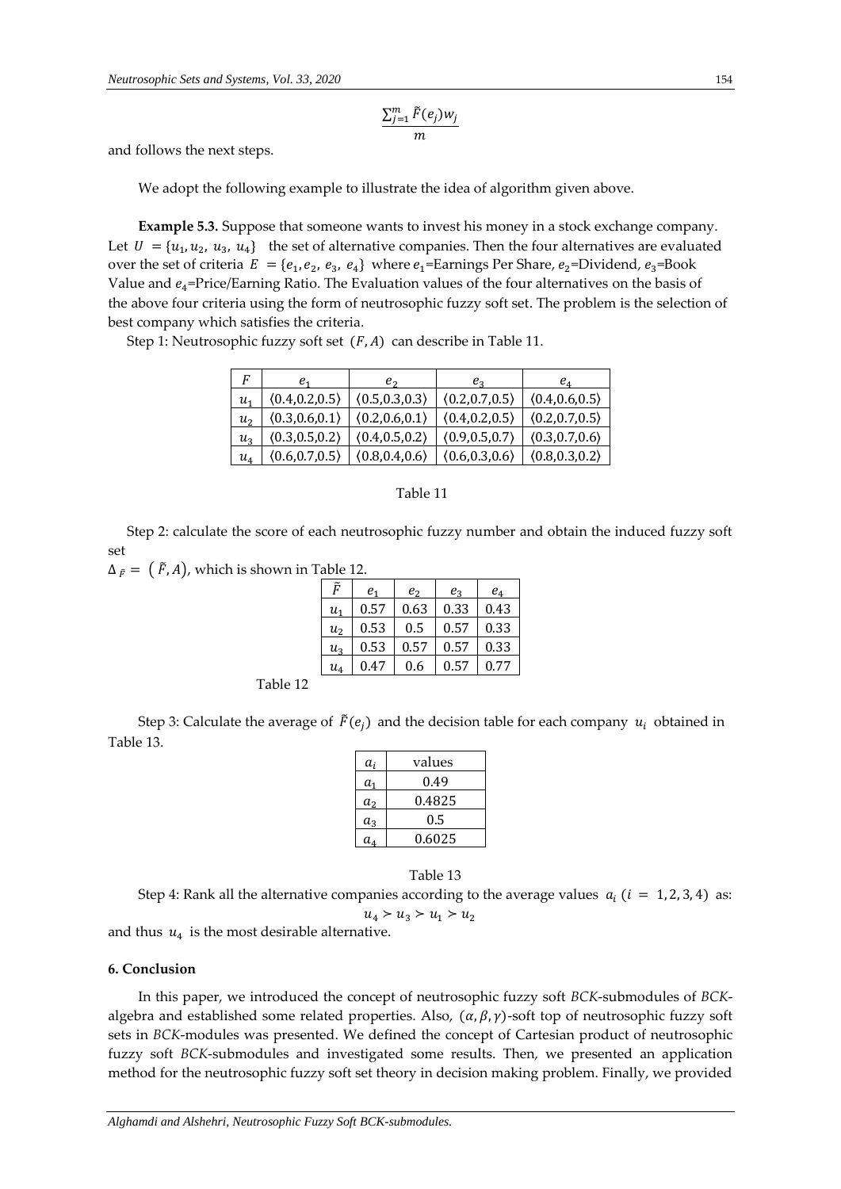$$\frac{\sum_{j=1}^{m} \tilde{F}(e_j) w_j}{m}$$

and follows the next steps.

We adopt the following example to illustrate the idea of algorithm given above.

**Example 5.3.** Suppose that someone wants to invest his money in a stock exchange company. Let $U = \{u_1, u_2, u_3, u_4\}$ the set of alternative companies. Then the four alternatives are evaluated over the set of criteria $E = \{e_1, e_2, e_3, e_4\}$ where $e_1$=Earnings Per Share, $e_2$=Dividend, $e_3$=Book Value and $e_4$=Price/Earning Ratio. The Evaluation values of the four alternatives on the basis of the above four criteria using the form of neutrosophic fuzzy soft set. The problem is the selection of best company which satisfies the criteria.

Step 1: Neutrosophic fuzzy soft set $(F, A)$ can describe in Table 11.

| $F$ | $e_1$ | $e_2$ | $e_3$ | $e_4$ |
|---|---|---|---|---|
| $u_1$ | $\langle 0.4,0.2,0.5 \rangle$ | $\langle 0.5,0.3,0.3 \rangle$ | $\langle 0.2,0.7,0.5 \rangle$ | $\langle 0.4,0.6,0.5 \rangle$ |
| $u_2$ | $\langle 0.3,0.6,0.1 \rangle$ | $\langle 0.2,0.6,0.1 \rangle$ | $\langle 0.4,0.2,0.5 \rangle$ | $\langle 0.2,0.7,0.5 \rangle$ |
| $u_3$ | $\langle 0.3,0.5,0.2 \rangle$ | $\langle 0.4,0.5,0.2 \rangle$ | $\langle 0.9,0.5,0.7 \rangle$ | $\langle 0.3,0.7,0.6 \rangle$ |
| $u_4$ | $\langle 0.6,0.7,0.5 \rangle$ | $\langle 0.8,0.4,0.6 \rangle$ | $\langle 0.6,0.3,0.6 \rangle$ | $\langle 0.8,0.3,0.2 \rangle$ |

Table 11

Step 2: calculate the score of each neutrosophic fuzzy number and obtain the induced fuzzy soft set
$\Delta_{\tilde{F}} = (\tilde{F}, A)$, which is shown in Table 12.

| $\tilde{F}$ | $e_1$ | $e_2$ | $e_3$ | $e_4$ |
|---|---|---|---|---|
| $u_1$ | 0.57 | 0.63 | 0.33 | 0.43 |
| $u_2$ | 0.53 | 0.5 | 0.57 | 0.33 |
| $u_3$ | 0.53 | 0.57 | 0.57 | 0.33 |
| $u_4$ | 0.47 | 0.6 | 0.57 | 0.77 |

Table 12

Step 3: Calculate the average of $\tilde{F}(e_j)$ and the decision table for each company $u_i$ obtained in Table 13.

| $a_i$ | values |
|---|---|
| $a_1$ | 0.49 |
| $a_2$ | 0.4825 |
| $a_3$ | 0.5 |
| $a_4$ | 0.6025 |

Table 13

Step 4: Rank all the alternative companies according to the average values $a_i$ $(i = 1, 2, 3, 4)$ as:

$$u_4 \succ u_3 \succ u_1 \succ u_2$$

and thus $u_4$ is the most desirable alternative.

## 6. Conclusion

In this paper, we introduced the concept of neutrosophic fuzzy soft *BCK*-submodules of *BCK*-algebra and established some related properties. Also, $(\alpha, \beta, \gamma)$-soft top of neutrosophic fuzzy soft sets in *BCK*-modules was presented. We defined the concept of Cartesian product of neutrosophic fuzzy soft *BCK*-submodules and investigated some results. Then, we presented an application method for the neutrosophic fuzzy soft set theory in decision making problem. Finally, we provided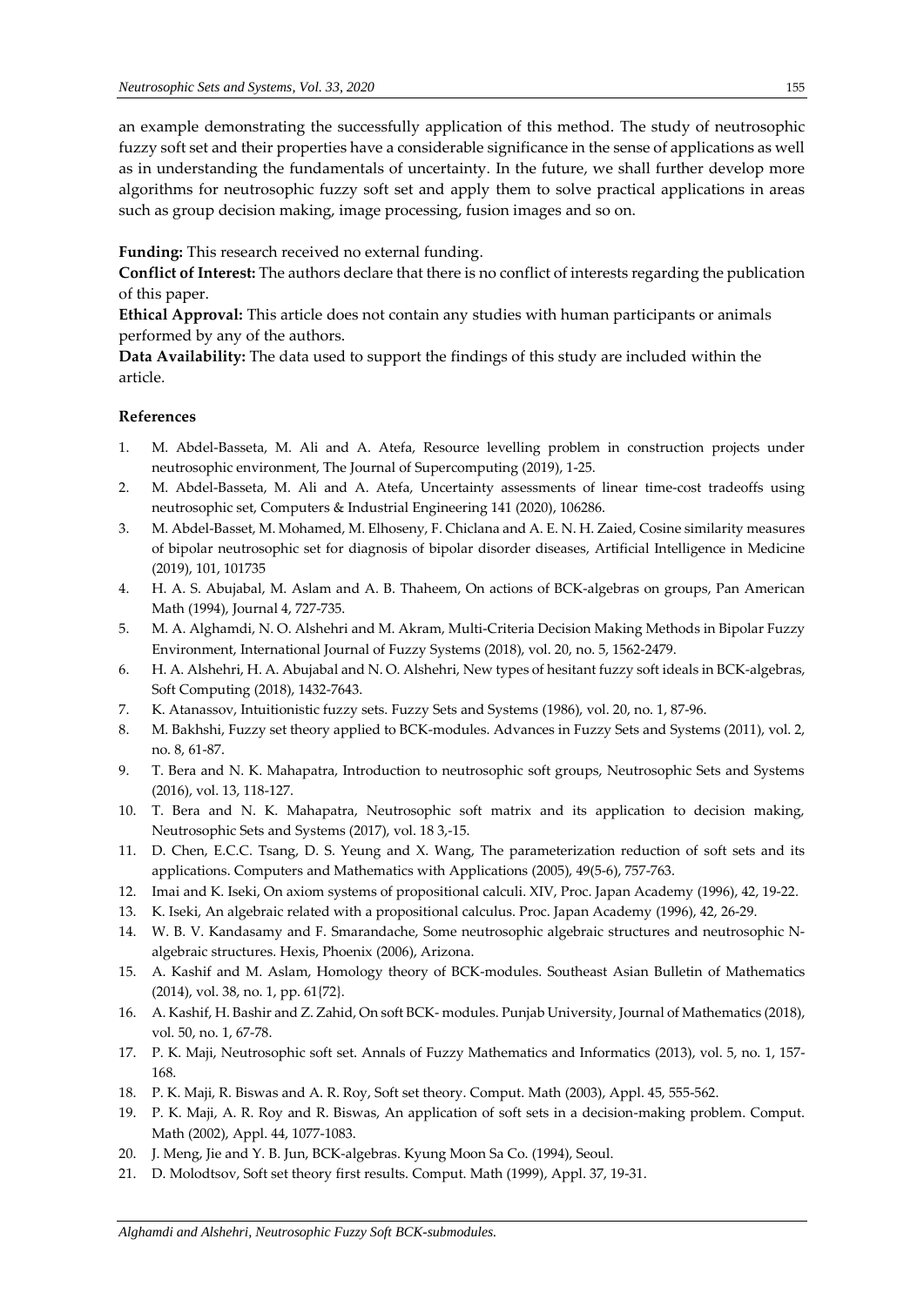an example demonstrating the successfully application of this method. The study of neutrosophic fuzzy soft set and their properties have a considerable significance in the sense of applications as well as in understanding the fundamentals of uncertainty. In the future, we shall further develop more algorithms for neutrosophic fuzzy soft set and apply them to solve practical applications in areas such as group decision making, image processing, fusion images and so on.

**Funding:** This research received no external funding.

**Conflict of Interest:** The authors declare that there is no conflict of interests regarding the publication of this paper.

**Ethical Approval:** This article does not contain any studies with human participants or animals performed by any of the authors.

**Data Availability:** The data used to support the findings of this study are included within the article.

## References

1. M. Abdel-Basseta, M. Ali and A. Atefa, Resource levelling problem in construction projects under neutrosophic environment, The Journal of Supercomputing (2019), 1-25.
2. M. Abdel-Basseta, M. Ali and A. Atefa, Uncertainty assessments of linear time-cost tradeoffs using neutrosophic set, Computers & Industrial Engineering 141 (2020), 106286.
3. M. Abdel-Basset, M. Mohamed, M. Elhoseny, F. Chiclana and A. E. N. H. Zaied, Cosine similarity measures of bipolar neutrosophic set for diagnosis of bipolar disorder diseases, Artificial Intelligence in Medicine (2019), 101, 101735
4. H. A. S. Abujabal, M. Aslam and A. B. Thaheem, On actions of BCK-algebras on groups, Pan American Math (1994), Journal 4, 727-735.
5. M. A. Alghamdi, N. O. Alshehri and M. Akram, Multi-Criteria Decision Making Methods in Bipolar Fuzzy Environment, International Journal of Fuzzy Systems (2018), vol. 20, no. 5, 1562-2479.
6. H. A. Alshehri, H. A. Abujabal and N. O. Alshehri, New types of hesitant fuzzy soft ideals in BCK-algebras, Soft Computing (2018), 1432-7643.
7. K. Atanassov, Intuitionistic fuzzy sets. Fuzzy Sets and Systems (1986), vol. 20, no. 1, 87-96.
8. M. Bakhshi, Fuzzy set theory applied to BCK-modules. Advances in Fuzzy Sets and Systems (2011), vol. 2, no. 8, 61-87.
9. T. Bera and N. K. Mahapatra, Introduction to neutrosophic soft groups, Neutrosophic Sets and Systems (2016), vol. 13, 118-127.
10. T. Bera and N. K. Mahapatra, Neutrosophic soft matrix and its application to decision making, Neutrosophic Sets and Systems (2017), vol. 18 3,-15.
11. D. Chen, E.C.C. Tsang, D. S. Yeung and X. Wang, The parameterization reduction of soft sets and its applications. Computers and Mathematics with Applications (2005), 49(5-6), 757-763.
12. Imai and K. Iseki, On axiom systems of propositional calculi. XIV, Proc. Japan Academy (1996), 42, 19-22.
13. K. Iseki, An algebraic related with a propositional calculus. Proc. Japan Academy (1996), 42, 26-29.
14. W. B. V. Kandasamy and F. Smarandache, Some neutrosophic algebraic structures and neutrosophic N-algebraic structures. Hexis, Phoenix (2006), Arizona.
15. A. Kashif and M. Aslam, Homology theory of BCK-modules. Southeast Asian Bulletin of Mathematics (2014), vol. 38, no. 1, pp. 61{72}.
16. A. Kashif, H. Bashir and Z. Zahid, On soft BCK- modules. Punjab University, Journal of Mathematics (2018), vol. 50, no. 1, 67-78.
17. P. K. Maji, Neutrosophic soft set. Annals of Fuzzy Mathematics and Informatics (2013), vol. 5, no. 1, 157-168.
18. P. K. Maji, R. Biswas and A. R. Roy, Soft set theory. Comput. Math (2003), Appl. 45, 555-562.
19. P. K. Maji, A. R. Roy and R. Biswas, An application of soft sets in a decision-making problem. Comput. Math (2002), Appl. 44, 1077-1083.
20. J. Meng, Jie and Y. B. Jun, BCK-algebras. Kyung Moon Sa Co. (1994), Seoul.
21. D. Molodtsov, Soft set theory first results. Comput. Math (1999), Appl. 37, 19-31.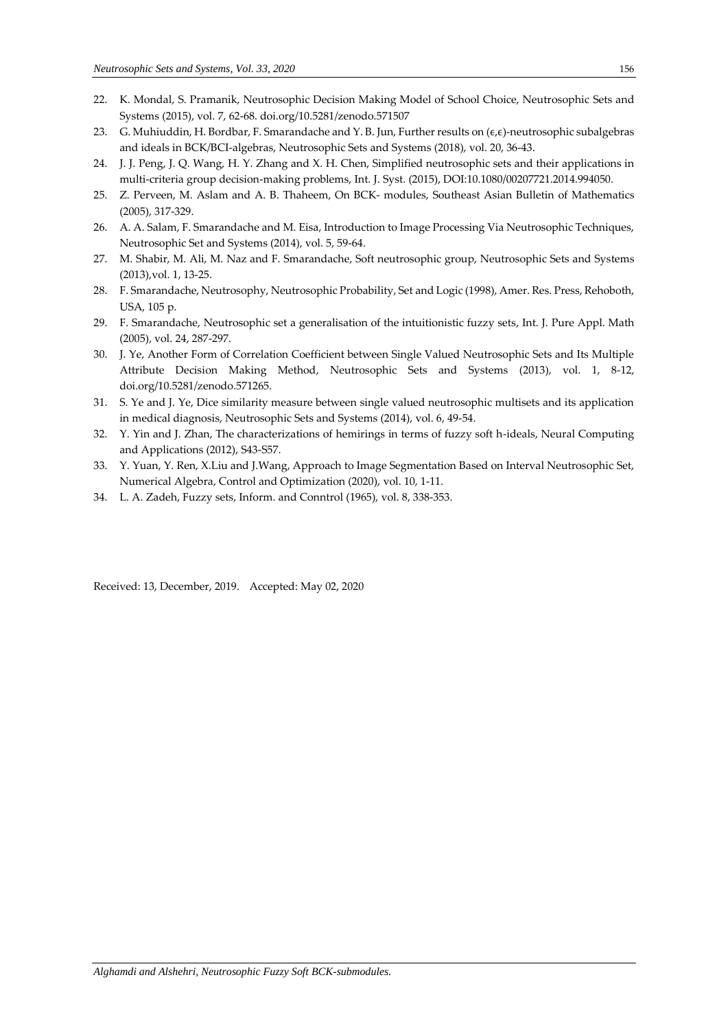22. K. Mondal, S. Pramanik, Neutrosophic Decision Making Model of School Choice, Neutrosophic Sets and Systems (2015), vol. 7, 62-68. doi.org/10.5281/zenodo.571507
23. G. Muhiuddin, H. Bordbar, F. Smarandache and Y. B. Jun, Further results on (ϵ,ϵ)-neutrosophic subalgebras and ideals in BCK/BCI-algebras, Neutrosophic Sets and Systems (2018), vol. 20, 36-43.
24. J. J. Peng, J. Q. Wang, H. Y. Zhang and X. H. Chen, Simplified neutrosophic sets and their applications in multi-criteria group decision-making problems, Int. J. Syst. (2015), DOI:10.1080/00207721.2014.994050.
25. Z. Perveen, M. Aslam and A. B. Thaheem, On BCK- modules, Southeast Asian Bulletin of Mathematics (2005), 317-329.
26. A. A. Salam, F. Smarandache and M. Eisa, Introduction to Image Processing Via Neutrosophic Techniques, Neutrosophic Set and Systems (2014), vol. 5, 59-64.
27. M. Shabir, M. Ali, M. Naz and F. Smarandache, Soft neutrosophic group, Neutrosophic Sets and Systems (2013),vol. 1, 13-25.
28. F. Smarandache, Neutrosophy, Neutrosophic Probability, Set and Logic (1998), Amer. Res. Press, Rehoboth, USA, 105 p.
29. F. Smarandache, Neutrosophic set a generalisation of the intuitionistic fuzzy sets, Int. J. Pure Appl. Math (2005), vol. 24, 287-297.
30. J. Ye, Another Form of Correlation Coefficient between Single Valued Neutrosophic Sets and Its Multiple Attribute Decision Making Method, Neutrosophic Sets and Systems (2013), vol. 1, 8-12, doi.org/10.5281/zenodo.571265.
31. S. Ye and J. Ye, Dice similarity measure between single valued neutrosophic multisets and its application in medical diagnosis, Neutrosophic Sets and Systems (2014), vol. 6, 49-54.
32. Y. Yin and J. Zhan, The characterizations of hemirings in terms of fuzzy soft h-ideals, Neural Computing and Applications (2012), S43-S57.
33. Y. Yuan, Y. Ren, X.Liu and J.Wang, Approach to Image Segmentation Based on Interval Neutrosophic Set, Numerical Algebra, Control and Optimization (2020), vol. 10, 1-11.
34. L. A. Zadeh, Fuzzy sets, Inform. and Conntrol (1965), vol. 8, 338-353.

Received: 13, December, 2019. Accepted: May 02, 2020